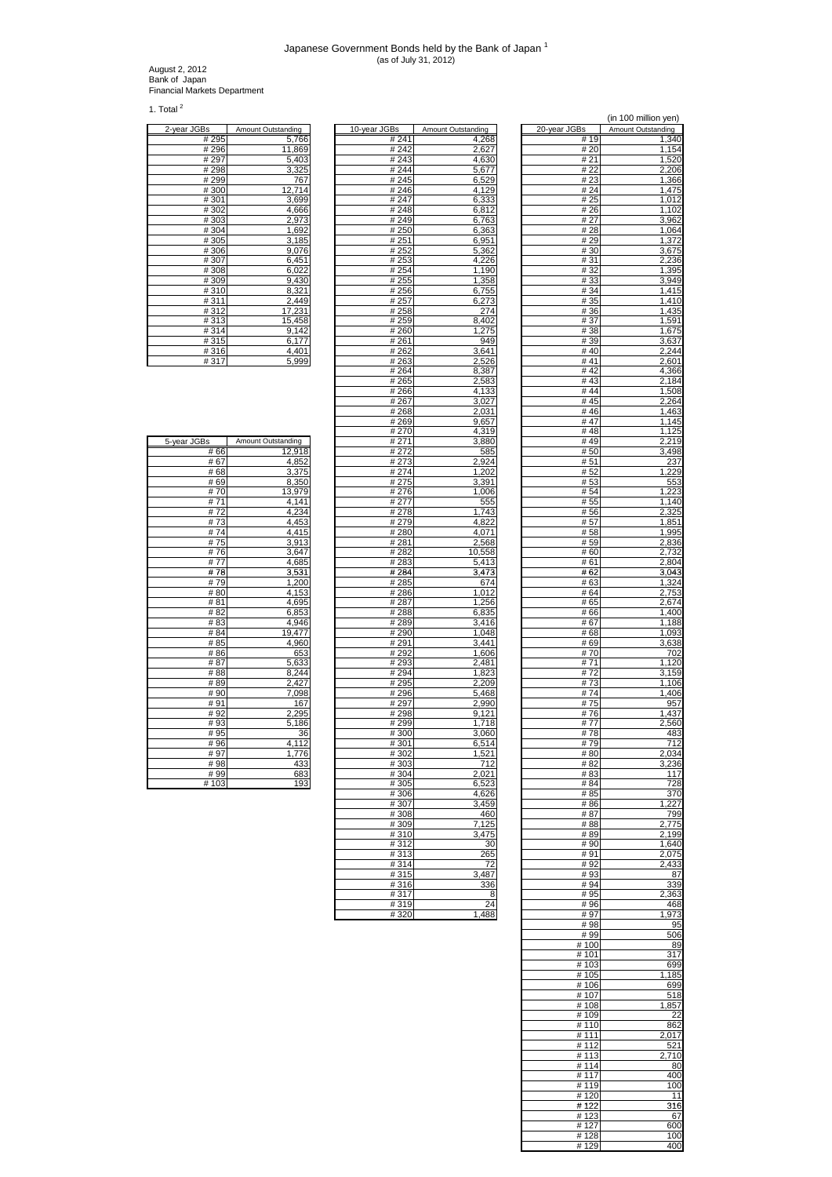# Japanese Government Bonds held by the Bank of Japan [1]

(as of July 31, 2012)

August 2, 2012
Bank of Japan
Financial Markets Department

1. Total [2]

(in 100 million yen)

| 2-year JGBs | Amount Outstanding |
|---|---|
| # 295 | 5,766 |
| # 296 | 11,869 |
| # 297 | 5,403 |
| # 298 | 3,325 |
| # 299 | 767 |
| # 300 | 12,714 |
| # 301 | 3,699 |
| # 302 | 4,666 |
| # 303 | 2,973 |
| # 304 | 1,692 |
| # 305 | 3,185 |
| # 306 | 9,076 |
| # 307 | 6,451 |
| # 308 | 6,022 |
| # 309 | 9,430 |
| # 310 | 8,321 |
| # 311 | 2,449 |
| # 312 | 17,231 |
| # 313 | 15,458 |
| # 314 | 9,142 |
| # 315 | 6,177 |
| # 316 | 4,401 |
| # 317 | 5,999 |

| 5-year JGBs | Amount Outstanding |
|---|---|
| # 66 | 12,918 |
| # 67 | 4,852 |
| # 68 | 3,375 |
| # 69 | 8,350 |
| # 70 | 13,979 |
| # 71 | 4,141 |
| # 72 | 4,234 |
| # 73 | 4,453 |
| # 74 | 4,415 |
| # 75 | 3,913 |
| # 76 | 3,647 |
| # 77 | 4,685 |
| # 78 | 3,531 |
| # 79 | 1,200 |
| # 80 | 4,153 |
| # 81 | 4,695 |
| # 82 | 6,853 |
| # 83 | 4,946 |
| # 84 | 19,477 |
| # 85 | 4,960 |
| # 86 | 653 |
| # 87 | 5,633 |
| # 88 | 8,244 |
| # 89 | 2,427 |
| # 90 | 7,098 |
| # 91 | 167 |
| # 92 | 2,295 |
| # 93 | 5,186 |
| # 95 | 36 |
| # 96 | 4,112 |
| # 97 | 1,776 |
| # 98 | 433 |
| # 99 | 683 |
| # 103 | 193 |

| 10-year JGBs | Amount Outstanding |
|---|---|
| # 241 | 4,268 |
| # 242 | 2,627 |
| # 243 | 4,630 |
| # 244 | 5,677 |
| # 245 | 6,529 |
| # 246 | 4,129 |
| # 247 | 6,333 |
| # 248 | 6,812 |
| # 249 | 6,763 |
| # 250 | 6,363 |
| # 251 | 6,951 |
| # 252 | 5,362 |
| # 253 | 4,226 |
| # 254 | 1,190 |
| # 255 | 1,358 |
| # 256 | 6,755 |
| # 257 | 6,273 |
| # 258 | 274 |
| # 259 | 8,402 |
| # 260 | 1,275 |
| # 261 | 949 |
| # 262 | 3,641 |
| # 263 | 2,526 |
| # 264 | 8,387 |
| # 265 | 2,583 |
| # 266 | 4,133 |
| # 267 | 3,027 |
| # 268 | 2,031 |
| # 269 | 9,657 |
| # 270 | 4,319 |
| # 271 | 3,880 |
| # 272 | 585 |
| # 273 | 2,924 |
| # 274 | 1,202 |
| # 275 | 3,391 |
| # 276 | 1,006 |
| # 277 | 555 |
| # 278 | 1,743 |
| # 279 | 4,822 |
| # 280 | 4,071 |
| # 281 | 2,568 |
| # 282 | 10,558 |
| # 283 | 5,413 |
| # 284 | 3,473 |
| # 285 | 674 |
| # 286 | 1,012 |
| # 287 | 1,256 |
| # 288 | 6,835 |
| # 289 | 3,416 |
| # 290 | 1,048 |
| # 291 | 3,441 |
| # 292 | 1,606 |
| # 293 | 2,481 |
| # 294 | 1,823 |
| # 295 | 2,209 |
| # 296 | 5,468 |
| # 297 | 2,990 |
| # 298 | 9,121 |
| # 299 | 1,718 |
| # 300 | 3,060 |
| # 301 | 6,514 |
| # 302 | 1,521 |
| # 303 | 712 |
| # 304 | 2,021 |
| # 305 | 6,523 |
| # 306 | 4,626 |
| # 307 | 3,459 |
| # 308 | 460 |
| # 309 | 7,125 |
| # 310 | 3,475 |
| # 312 | 30 |
| # 313 | 265 |
| # 314 | 72 |
| # 315 | 3,487 |
| # 316 | 336 |
| # 317 | 8 |
| # 319 | 24 |
| # 320 | 1,488 |

| 20-year JGBs | Amount Outstanding |
|---|---|
| # 19 | 1,340 |
| # 20 | 1,154 |
| # 21 | 1,520 |
| # 22 | 2,206 |
| # 23 | 1,366 |
| # 24 | 1,475 |
| # 25 | 1,012 |
| # 26 | 1,102 |
| # 27 | 3,962 |
| # 28 | 1,064 |
| # 29 | 1,372 |
| # 30 | 3,675 |
| # 31 | 2,236 |
| # 32 | 1,395 |
| # 33 | 3,949 |
| # 34 | 1,415 |
| # 35 | 1,410 |
| # 36 | 1,435 |
| # 37 | 1,591 |
| # 38 | 1,675 |
| # 39 | 3,637 |
| # 40 | 2,244 |
| # 41 | 2,601 |
| # 42 | 4,366 |
| # 43 | 2,184 |
| # 44 | 1,508 |
| # 45 | 2,264 |
| # 46 | 1,463 |
| # 47 | 1,145 |
| # 48 | 1,125 |
| # 49 | 2,219 |
| # 50 | 3,498 |
| # 51 | 237 |
| # 52 | 1,229 |
| # 53 | 553 |
| # 54 | 1,223 |
| # 55 | 1,140 |
| # 56 | 2,325 |
| # 57 | 1,851 |
| # 58 | 1,995 |
| # 59 | 2,836 |
| # 60 | 2,732 |
| # 61 | 2,804 |
| # 62 | 3,043 |
| # 63 | 1,324 |
| # 64 | 2,753 |
| # 65 | 2,674 |
| # 66 | 1,400 |
| # 67 | 1,188 |
| # 68 | 1,093 |
| # 69 | 3,638 |
| # 70 | 702 |
| # 71 | 1,120 |
| # 72 | 3,159 |
| # 73 | 1,106 |
| # 74 | 1,406 |
| # 75 | 957 |
| # 76 | 1,437 |
| # 77 | 2,560 |
| # 78 | 483 |
| # 79 | 712 |
| # 80 | 2,034 |
| # 82 | 3,236 |
| # 83 | 117 |
| # 84 | 728 |
| # 85 | 370 |
| # 86 | 1,227 |
| # 87 | 799 |
| # 88 | 2,775 |
| # 89 | 2,199 |
| # 90 | 1,640 |
| # 91 | 2,075 |
| # 92 | 2,433 |
| # 93 | 87 |
| # 94 | 339 |
| # 95 | 2,363 |
| # 96 | 468 |
| # 97 | 1,973 |
| # 98 | 95 |
| # 99 | 506 |
| # 100 | 89 |
| # 101 | 317 |
| # 103 | 699 |
| # 105 | 1,185 |
| # 106 | 699 |
| # 107 | 518 |
| # 108 | 1,857 |
| # 109 | 22 |
| # 110 | 862 |
| # 111 | 2,017 |
| # 112 | 521 |
| # 113 | 2,710 |
| # 114 | 80 |
| # 117 | 400 |
| # 119 | 100 |
| # 120 | 11 |
| # 122 | 316 |
| # 123 | 67 |
| # 127 | 600 |
| # 128 | 100 |
| # 129 | 400 |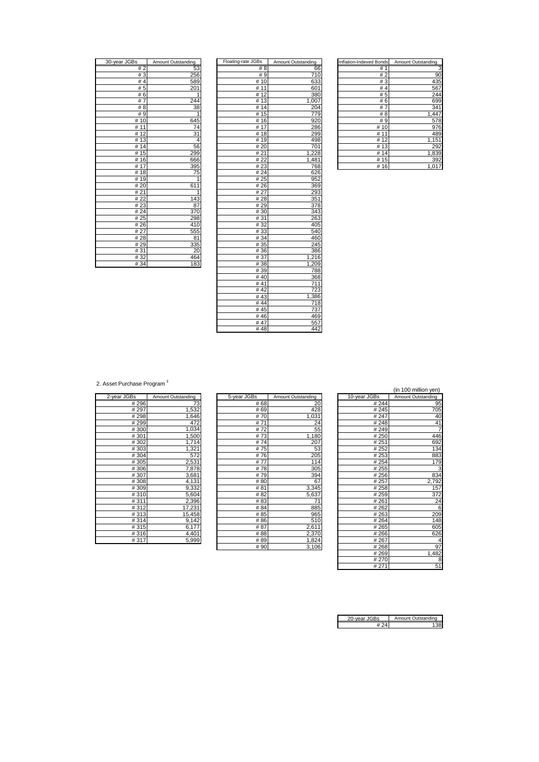| 30-year JGBs | Amount Outstanding |
|---|---|
| # 2 | 53 |
| # 3 | 256 |
| # 4 | 589 |
| # 5 | 201 |
| # 6 | 1 |
| # 7 | 244 |
| # 8 | 38 |
| # 9 | 1 |
| # 10 | 645 |
| # 11 | 74 |
| # 12 | 31 |
| # 13 | 4 |
| # 14 | 56 |
| # 15 | 299 |
| # 16 | 666 |
| # 17 | 395 |
| # 18 | 75 |
| # 19 | 1 |
| # 20 | 611 |
| # 21 | 1 |
| # 22 | 143 |
| # 23 | 87 |
| # 24 | 370 |
| # 25 | 298 |
| # 26 | 410 |
| # 27 | 555 |
| # 28 | 81 |
| # 29 | 335 |
| # 31 | 20 |
| # 32 | 464 |
| # 34 | 183 |

| Floating-rate JGBs | Amount Outstanding |
|---|---|
| # 8 | 66 |
| # 9 | 710 |
| # 10 | 633 |
| # 11 | 601 |
| # 12 | 380 |
| # 13 | 1,007 |
| # 14 | 204 |
| # 15 | 779 |
| # 16 | 920 |
| # 17 | 286 |
| # 18 | 299 |
| # 19 | 498 |
| # 20 | 701 |
| # 21 | 1,228 |
| # 22 | 1,481 |
| # 23 | 768 |
| # 24 | 626 |
| # 25 | 952 |
| # 26 | 369 |
| # 27 | 293 |
| # 28 | 351 |
| # 29 | 378 |
| # 30 | 343 |
| # 31 | 263 |
| # 32 | 405 |
| # 33 | 540 |
| # 34 | 460 |
| # 35 | 245 |
| # 36 | 386 |
| # 37 | 1,216 |
| # 38 | 1,209 |
| # 39 | 788 |
| # 40 | 368 |
| # 41 | 711 |
| # 42 | 723 |
| # 43 | 1,386 |
| # 44 | 718 |
| # 45 | 737 |
| # 46 | 469 |
| # 47 | 557 |
| # 48 | 442 |

| Inflation-Indexed Bonds | Amount Outstanding |
|---|---|
| # 1 | 3 |
| # 2 | 90 |
| # 3 | 435 |
| # 4 | 567 |
| # 5 | 244 |
| # 6 | 699 |
| # 7 | 341 |
| # 8 | 1,447 |
| # 9 | 578 |
| # 10 | 976 |
| # 11 | 489 |
| # 12 | 1,151 |
| # 13 | 292 |
| # 14 | 1,839 |
| # 15 | 392 |
| # 16 | 1,017 |

2. Asset Purchase Program [3]

(in 100 million yen)

| 2-year JGBs | Amount Outstanding |
|---|---|
| # 296 | 73 |
| # 297 | 1,532 |
| # 298 | 1,646 |
| # 299 | 472 |
| # 300 | 1,034 |
| # 301 | 1,500 |
| # 302 | 1,714 |
| # 303 | 1,321 |
| # 304 | 572 |
| # 305 | 2,531 |
| # 306 | 7,878 |
| # 307 | 3,681 |
| # 308 | 4,131 |
| # 309 | 9,332 |
| # 310 | 5,604 |
| # 311 | 2,396 |
| # 312 | 17,231 |
| # 313 | 15,458 |
| # 314 | 9,142 |
| # 315 | 6,177 |
| # 316 | 4,401 |
| # 317 | 5,999 |

| 5-year JGBs | Amount Outstanding |
|---|---|
| # 68 | 20 |
| # 69 | 428 |
| # 70 | 1,031 |
| # 71 | 24 |
| # 72 | 55 |
| # 73 | 1,180 |
| # 74 | 207 |
| # 75 | 53 |
| # 76 | 205 |
| # 77 | 114 |
| # 78 | 305 |
| # 79 | 394 |
| # 80 | 67 |
| # 81 | 3,345 |
| # 82 | 5,637 |
| # 83 | 71 |
| # 84 | 885 |
| # 85 | 965 |
| # 86 | 510 |
| # 87 | 2,611 |
| # 88 | 2,370 |
| # 89 | 1,824 |
| # 90 | 3,106 |

| 10-year JGBs | Amount Outstanding |
|---|---|
| # 244 | 95 |
| # 245 | 705 |
| # 247 | 40 |
| # 248 | 41 |
| # 249 | 7 |
| # 250 | 446 |
| # 251 | 692 |
| # 252 | 134 |
| # 253 | 883 |
| # 254 | 179 |
| # 255 | 3 |
| # 256 | 834 |
| # 257 | 2,792 |
| # 258 | 157 |
| # 259 | 372 |
| # 261 | 24 |
| # 262 | 6 |
| # 263 | 209 |
| # 264 | 148 |
| # 265 | 605 |
| # 266 | 626 |
| # 267 | 4 |
| # 268 | 97 |
| # 269 | 1,482 |
| # 270 | 8 |
| # 271 | 51 |

| 20-year JGBs | Amount Outstanding |
|---|---|
| # 24 | 138 |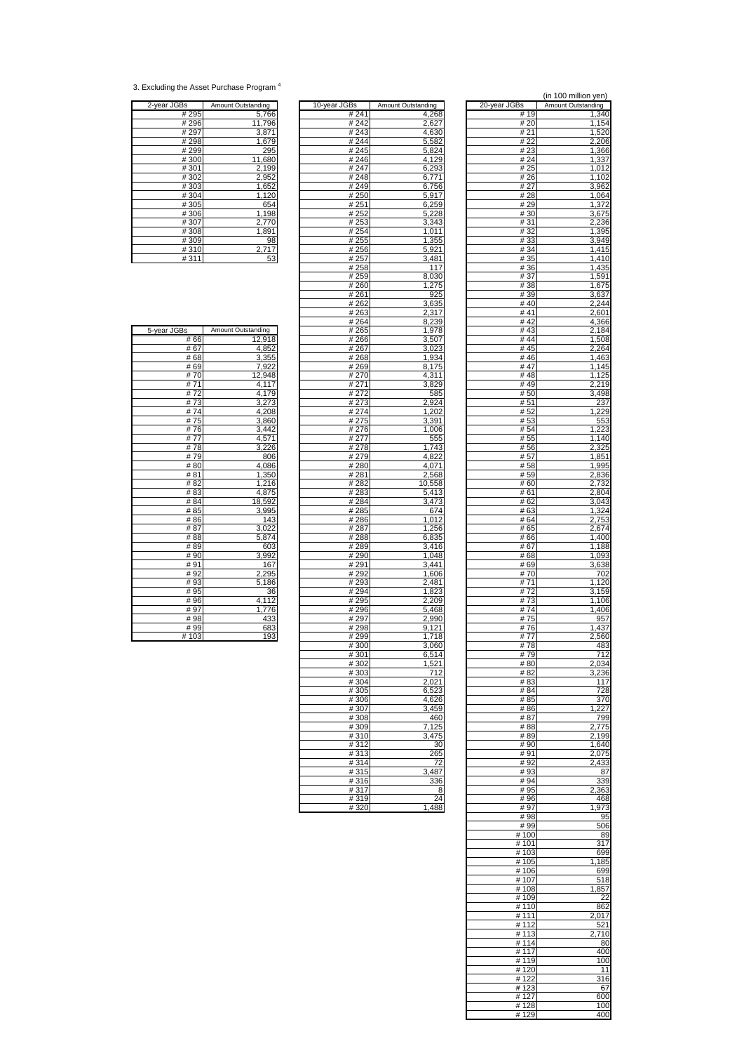3. Excluding the Asset Purchase Program [4]

(in 100 million yen)

| 2-year JGBs | Amount Outstanding |
|---|---|
| # 295 | 5,766 |
| # 296 | 11,796 |
| # 297 | 3,871 |
| # 298 | 1,679 |
| # 299 | 295 |
| # 300 | 11,680 |
| # 301 | 2,199 |
| # 302 | 2,952 |
| # 303 | 1,652 |
| # 304 | 1,120 |
| # 305 | 654 |
| # 306 | 1,198 |
| # 307 | 2,770 |
| # 308 | 1,891 |
| # 309 | 98 |
| # 310 | 2,717 |
| # 311 | 53 |

| 5-year JGBs | Amount Outstanding |
|---|---|
| # 66 | 12,918 |
| # 67 | 4,852 |
| # 68 | 3,355 |
| # 69 | 7,922 |
| # 70 | 12,948 |
| # 71 | 4,117 |
| # 72 | 4,179 |
| # 73 | 3,273 |
| # 74 | 4,208 |
| # 75 | 3,860 |
| # 76 | 3,442 |
| # 77 | 4,571 |
| # 78 | 3,226 |
| # 79 | 806 |
| # 80 | 4,086 |
| # 81 | 1,350 |
| # 82 | 1,216 |
| # 83 | 4,875 |
| # 84 | 18,592 |
| # 85 | 3,995 |
| # 86 | 143 |
| # 87 | 3,022 |
| # 88 | 5,874 |
| # 89 | 603 |
| # 90 | 3,992 |
| # 91 | 167 |
| # 92 | 2,295 |
| # 93 | 5,186 |
| # 95 | 36 |
| # 96 | 4,112 |
| # 97 | 1,776 |
| # 98 | 433 |
| # 99 | 683 |
| # 103 | 193 |

| 10-year JGBs | Amount Outstanding |
|---|---|
| # 241 | 4,268 |
| # 242 | 2,627 |
| # 243 | 4,630 |
| # 244 | 5,582 |
| # 245 | 5,824 |
| # 246 | 4,129 |
| # 247 | 6,293 |
| # 248 | 6,771 |
| # 249 | 6,756 |
| # 250 | 5,917 |
| # 251 | 6,259 |
| # 252 | 5,228 |
| # 253 | 3,343 |
| # 254 | 1,011 |
| # 255 | 1,355 |
| # 256 | 5,921 |
| # 257 | 3,481 |
| # 258 | 117 |
| # 259 | 8,030 |
| # 260 | 1,275 |
| # 261 | 925 |
| # 262 | 3,635 |
| # 263 | 2,317 |
| # 264 | 8,239 |
| # 265 | 1,978 |
| # 266 | 3,507 |
| # 267 | 3,023 |
| # 268 | 1,934 |
| # 269 | 8,175 |
| # 270 | 4,311 |
| # 271 | 3,829 |
| # 272 | 585 |
| # 273 | 2,924 |
| # 274 | 1,202 |
| # 275 | 3,391 |
| # 276 | 1,006 |
| # 277 | 555 |
| # 278 | 1,743 |
| # 279 | 4,822 |
| # 280 | 4,071 |
| # 281 | 2,568 |
| # 282 | 10,558 |
| # 283 | 5,413 |
| # 284 | 3,473 |
| # 285 | 674 |
| # 286 | 1,012 |
| # 287 | 1,256 |
| # 288 | 6,835 |
| # 289 | 3,416 |
| # 290 | 1,048 |
| # 291 | 3,441 |
| # 292 | 1,606 |
| # 293 | 2,481 |
| # 294 | 1,823 |
| # 295 | 2,209 |
| # 296 | 5,468 |
| # 297 | 2,990 |
| # 298 | 9,121 |
| # 299 | 1,718 |
| # 300 | 3,060 |
| # 301 | 6,514 |
| # 302 | 1,521 |
| # 303 | 712 |
| # 304 | 2,021 |
| # 305 | 6,523 |
| # 306 | 4,626 |
| # 307 | 3,459 |
| # 308 | 460 |
| # 309 | 7,125 |
| # 310 | 3,475 |
| # 312 | 30 |
| # 313 | 265 |
| # 314 | 72 |
| # 315 | 3,487 |
| # 316 | 336 |
| # 317 | 8 |
| # 319 | 24 |
| # 320 | 1,488 |

| 20-year JGBs | Amount Outstanding |
|---|---|
| # 19 | 1,340 |
| # 20 | 1,154 |
| # 21 | 1,520 |
| # 22 | 2,206 |
| # 23 | 1,366 |
| # 24 | 1,337 |
| # 25 | 1,012 |
| # 26 | 1,102 |
| # 27 | 3,962 |
| # 28 | 1,064 |
| # 29 | 1,372 |
| # 30 | 3,675 |
| # 31 | 2,236 |
| # 32 | 1,395 |
| # 33 | 3,949 |
| # 34 | 1,415 |
| # 35 | 1,410 |
| # 36 | 1,435 |
| # 37 | 1,591 |
| # 38 | 1,675 |
| # 39 | 3,637 |
| # 40 | 2,244 |
| # 41 | 2,601 |
| # 42 | 4,366 |
| # 43 | 2,184 |
| # 44 | 1,508 |
| # 45 | 2,264 |
| # 46 | 1,463 |
| # 47 | 1,145 |
| # 48 | 1,125 |
| # 49 | 2,219 |
| # 50 | 3,498 |
| # 51 | 237 |
| # 52 | 1,229 |
| # 53 | 553 |
| # 54 | 1,223 |
| # 55 | 1,140 |
| # 56 | 2,325 |
| # 57 | 1,851 |
| # 58 | 1,995 |
| # 59 | 2,836 |
| # 60 | 2,732 |
| # 61 | 2,804 |
| # 62 | 3,043 |
| # 63 | 1,324 |
| # 64 | 2,753 |
| # 65 | 2,674 |
| # 66 | 1,400 |
| # 67 | 1,188 |
| # 68 | 1,093 |
| # 69 | 3,638 |
| # 70 | 702 |
| # 71 | 1,120 |
| # 72 | 3,159 |
| # 73 | 1,106 |
| # 74 | 1,406 |
| # 75 | 957 |
| # 76 | 1,437 |
| # 77 | 2,560 |
| # 78 | 483 |
| # 79 | 712 |
| # 80 | 2,034 |
| # 82 | 3,236 |
| # 83 | 117 |
| # 84 | 728 |
| # 85 | 370 |
| # 86 | 1,227 |
| # 87 | 799 |
| # 88 | 2,775 |
| # 89 | 2,199 |
| # 90 | 1,640 |
| # 91 | 2,075 |
| # 92 | 2,433 |
| # 93 | 87 |
| # 94 | 339 |
| # 95 | 2,363 |
| # 96 | 468 |
| # 97 | 1,973 |
| # 98 | 95 |
| # 99 | 506 |
| # 100 | 89 |
| # 101 | 317 |
| # 103 | 699 |
| # 105 | 1,185 |
| # 106 | 699 |
| # 107 | 518 |
| # 108 | 1,857 |
| # 109 | 22 |
| # 110 | 862 |
| # 111 | 2,017 |
| # 112 | 521 |
| # 113 | 2,710 |
| # 114 | 80 |
| # 117 | 400 |
| # 119 | 100 |
| # 120 | 11 |
| # 122 | 316 |
| # 123 | 67 |
| # 127 | 600 |
| # 128 | 100 |
| # 129 | 400 |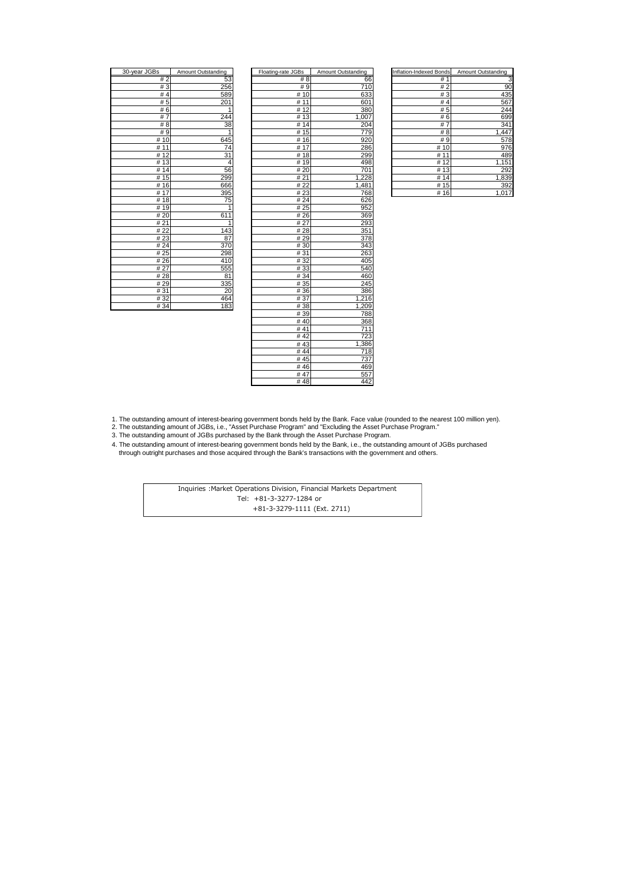| 30-year JGBs | Amount Outstanding |
|---|---|
| # 2 | 53 |
| # 3 | 256 |
| # 4 | 589 |
| # 5 | 201 |
| # 6 | 1 |
| # 7 | 244 |
| # 8 | 38 |
| # 9 | 1 |
| # 10 | 645 |
| # 11 | 74 |
| # 12 | 31 |
| # 13 | 4 |
| # 14 | 56 |
| # 15 | 299 |
| # 16 | 666 |
| # 17 | 395 |
| # 18 | 75 |
| # 19 | 1 |
| # 20 | 611 |
| # 21 | 1 |
| # 22 | 143 |
| # 23 | 87 |
| # 24 | 370 |
| # 25 | 298 |
| # 26 | 410 |
| # 27 | 555 |
| # 28 | 81 |
| # 29 | 335 |
| # 31 | 20 |
| # 32 | 464 |
| # 34 | 183 |

| Floating-rate JGBs | Amount Outstanding |
|---|---|
| # 8 | 66 |
| # 9 | 710 |
| # 10 | 633 |
| # 11 | 601 |
| # 12 | 380 |
| # 13 | 1,007 |
| # 14 | 204 |
| # 15 | 779 |
| # 16 | 920 |
| # 17 | 286 |
| # 18 | 299 |
| # 19 | 498 |
| # 20 | 701 |
| # 21 | 1,228 |
| # 22 | 1,481 |
| # 23 | 768 |
| # 24 | 626 |
| # 25 | 952 |
| # 26 | 369 |
| # 27 | 293 |
| # 28 | 351 |
| # 29 | 378 |
| # 30 | 343 |
| # 31 | 263 |
| # 32 | 405 |
| # 33 | 540 |
| # 34 | 460 |
| # 35 | 245 |
| # 36 | 386 |
| # 37 | 1,216 |
| # 38 | 1,209 |
| # 39 | 788 |
| # 40 | 368 |
| # 41 | 711 |
| # 42 | 723 |
| # 43 | 1,386 |
| # 44 | 718 |
| # 45 | 737 |
| # 46 | 469 |
| # 47 | 557 |
| # 48 | 442 |

| Inflation-Indexed Bonds | Amount Outstanding |
|---|---|
| # 1 | 3 |
| # 2 | 90 |
| # 3 | 435 |
| # 4 | 567 |
| # 5 | 244 |
| # 6 | 699 |
| # 7 | 341 |
| # 8 | 1,447 |
| # 9 | 578 |
| # 10 | 976 |
| # 11 | 489 |
| # 12 | 1,151 |
| # 13 | 292 |
| # 14 | 1,839 |
| # 15 | 392 |
| # 16 | 1,017 |

1. The outstanding amount of interest-bearing government bonds held by the Bank. Face value (rounded to the nearest 100 million yen).
2. The outstanding amount of JGBs, i.e., "Asset Purchase Program" and "Excluding the Asset Purchase Program."
3. The outstanding amount of JGBs purchased by the Bank through the Asset Purchase Program.
4. The outstanding amount of interest-bearing government bonds held by the Bank, i.e., the outstanding amount of JGBs purchased through outright purchases and those acquired through the Bank's transactions with the government and others.

Inquiries :Market Operations Division, Financial Markets Department
Tel: +81-3-3277-1284 or
+81-3-3279-1111 (Ext. 2711)